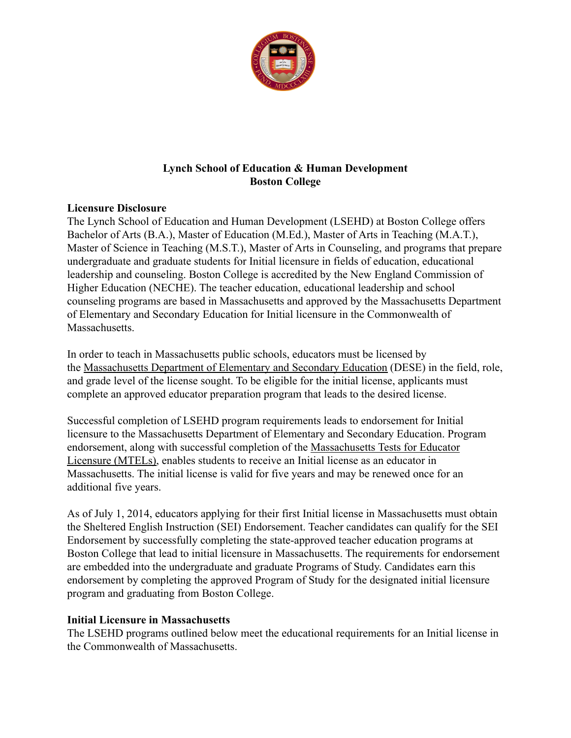**Lynch School of Education & Human Development**
**Boston College**

**Licensure Disclosure**
The Lynch School of Education and Human Development (LSEHD) at Boston College offers Bachelor of Arts (B.A.), Master of Education (M.Ed.), Master of Arts in Teaching (M.A.T.), Master of Science in Teaching (M.S.T.), Master of Arts in Counseling, and programs that prepare undergraduate and graduate students for Initial licensure in fields of education, educational leadership and counseling. Boston College is accredited by the New England Commission of Higher Education (NECHE). The teacher education, educational leadership and school counseling programs are based in Massachusetts and approved by the Massachusetts Department of Elementary and Secondary Education for Initial licensure in the Commonwealth of Massachusetts.

In order to teach in Massachusetts public schools, educators must be licensed by the Massachusetts Department of Elementary and Secondary Education (DESE) in the field, role, and grade level of the license sought. To be eligible for the initial license, applicants must complete an approved educator preparation program that leads to the desired license.

Successful completion of LSEHD program requirements leads to endorsement for Initial licensure to the Massachusetts Department of Elementary and Secondary Education. Program endorsement, along with successful completion of the Massachusetts Tests for Educator Licensure (MTELs), enables students to receive an Initial license as an educator in Massachusetts. The initial license is valid for five years and may be renewed once for an additional five years.

As of July 1, 2014, educators applying for their first Initial license in Massachusetts must obtain the Sheltered English Instruction (SEI) Endorsement. Teacher candidates can qualify for the SEI Endorsement by successfully completing the state-approved teacher education programs at Boston College that lead to initial licensure in Massachusetts. The requirements for endorsement are embedded into the undergraduate and graduate Programs of Study. Candidates earn this endorsement by completing the approved Program of Study for the designated initial licensure program and graduating from Boston College.

**Initial Licensure in Massachusetts**
The LSEHD programs outlined below meet the educational requirements for an Initial license in the Commonwealth of Massachusetts.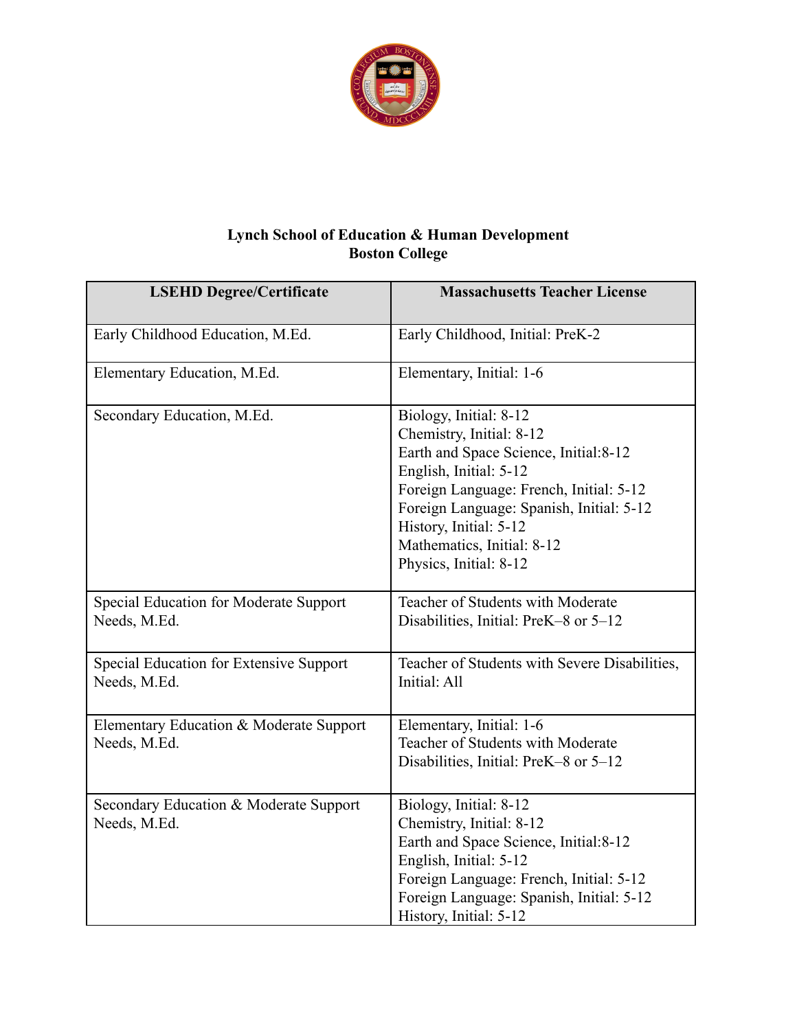**Lynch School of Education & Human Development**
**Boston College**

| LSEHD Degree/Certificate | Massachusetts Teacher License |
|---|---|
| Early Childhood Education, M.Ed. | Early Childhood, Initial: PreK-2 |
| Elementary Education, M.Ed. | Elementary, Initial: 1-6 |
| Secondary Education, M.Ed. | Biology, Initial: 8-12<br>Chemistry, Initial: 8-12<br>Earth and Space Science, Initial:8-12<br>English, Initial: 5-12<br>Foreign Language: French, Initial: 5-12<br>Foreign Language: Spanish, Initial: 5-12<br>History, Initial: 5-12<br>Mathematics, Initial: 8-12<br>Physics, Initial: 8-12 |
| Special Education for Moderate Support Needs, M.Ed. | Teacher of Students with Moderate Disabilities, Initial: PreK–8 or 5–12 |
| Special Education for Extensive Support Needs, M.Ed. | Teacher of Students with Severe Disabilities, Initial: All |
| Elementary Education & Moderate Support Needs, M.Ed. | Elementary, Initial: 1-6<br>Teacher of Students with Moderate Disabilities, Initial: PreK–8 or 5–12 |
| Secondary Education & Moderate Support Needs, M.Ed. | Biology, Initial: 8-12<br>Chemistry, Initial: 8-12<br>Earth and Space Science, Initial:8-12<br>English, Initial: 5-12<br>Foreign Language: French, Initial: 5-12<br>Foreign Language: Spanish, Initial: 5-12<br>History, Initial: 5-12 |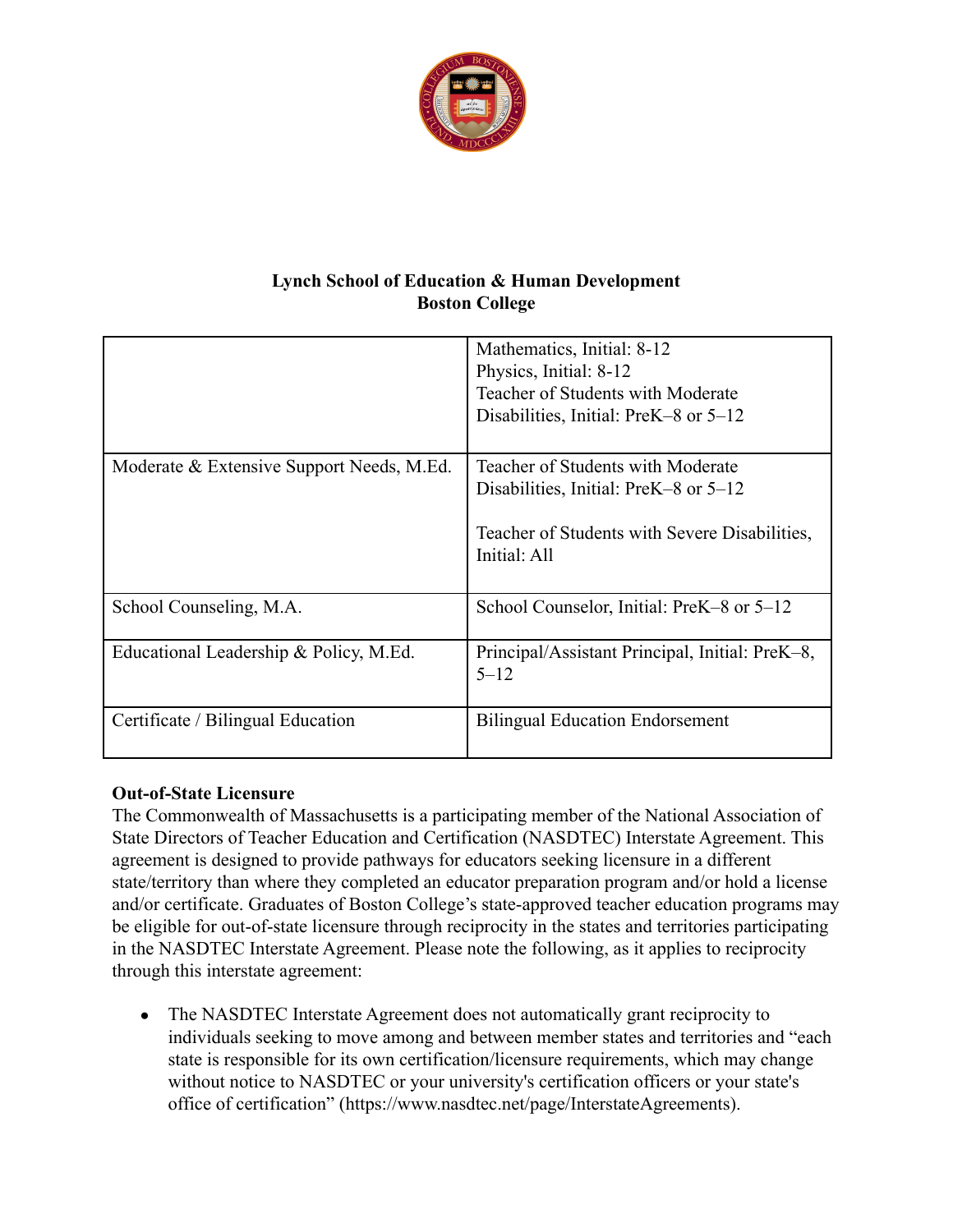**Lynch School of Education & Human Development**
**Boston College**

| | |
|---|---|
| | Mathematics, Initial: 8-12<br>Physics, Initial: 8-12<br>Teacher of Students with Moderate Disabilities, Initial: PreK–8 or 5–12 |
| Moderate & Extensive Support Needs, M.Ed. | Teacher of Students with Moderate Disabilities, Initial: PreK–8 or 5–12<br><br>Teacher of Students with Severe Disabilities, Initial: All |
| School Counseling, M.A. | School Counselor, Initial: PreK–8 or 5–12 |
| Educational Leadership & Policy, M.Ed. | Principal/Assistant Principal, Initial: PreK–8, 5–12 |
| Certificate / Bilingual Education | Bilingual Education Endorsement |

**Out-of-State Licensure**

The Commonwealth of Massachusetts is a participating member of the National Association of State Directors of Teacher Education and Certification (NASDTEC) Interstate Agreement. This agreement is designed to provide pathways for educators seeking licensure in a different state/territory than where they completed an educator preparation program and/or hold a license and/or certificate. Graduates of Boston College's state-approved teacher education programs may be eligible for out-of-state licensure through reciprocity in the states and territories participating in the NASDTEC Interstate Agreement. Please note the following, as it applies to reciprocity through this interstate agreement:

- The NASDTEC Interstate Agreement does not automatically grant reciprocity to individuals seeking to move among and between member states and territories and "each state is responsible for its own certification/licensure requirements, which may change without notice to NASDTEC or your university's certification officers or your state's office of certification" (https://www.nasdtec.net/page/InterstateAgreements).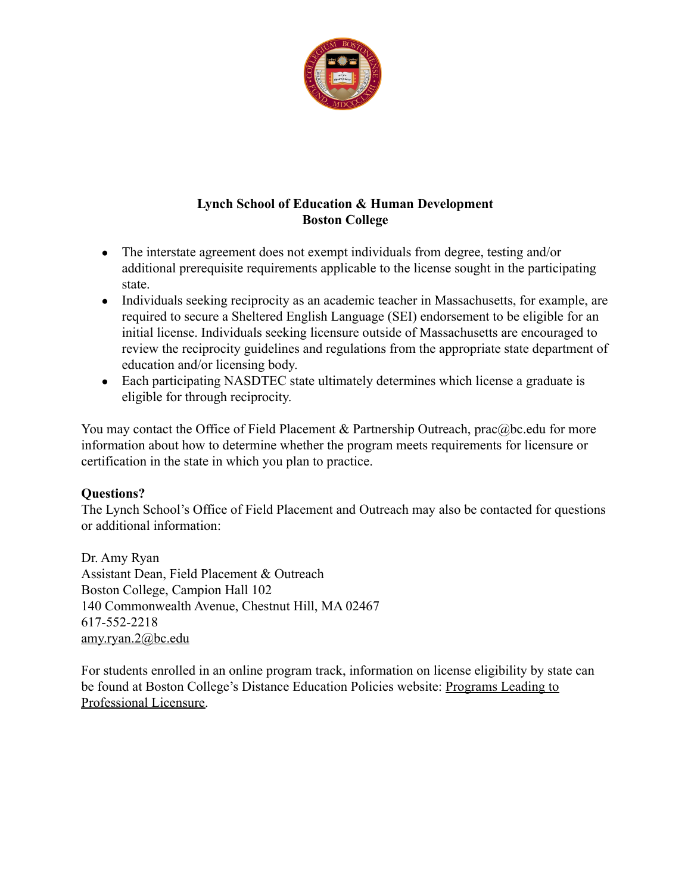**Lynch School of Education & Human Development**
**Boston College**

- The interstate agreement does not exempt individuals from degree, testing and/or additional prerequisite requirements applicable to the license sought in the participating state.
- Individuals seeking reciprocity as an academic teacher in Massachusetts, for example, are required to secure a Sheltered English Language (SEI) endorsement to be eligible for an initial license. Individuals seeking licensure outside of Massachusetts are encouraged to review the reciprocity guidelines and regulations from the appropriate state department of education and/or licensing body.
- Each participating NASDTEC state ultimately determines which license a graduate is eligible for through reciprocity.

You may contact the Office of Field Placement & Partnership Outreach, prac@bc.edu for more information about how to determine whether the program meets requirements for licensure or certification in the state in which you plan to practice.

**Questions?**
The Lynch School's Office of Field Placement and Outreach may also be contacted for questions or additional information:

Dr. Amy Ryan
Assistant Dean, Field Placement & Outreach
Boston College, Campion Hall 102
140 Commonwealth Avenue, Chestnut Hill, MA 02467
617-552-2218
amy.ryan.2@bc.edu

For students enrolled in an online program track, information on license eligibility by state can be found at Boston College's Distance Education Policies website: Programs Leading to Professional Licensure.